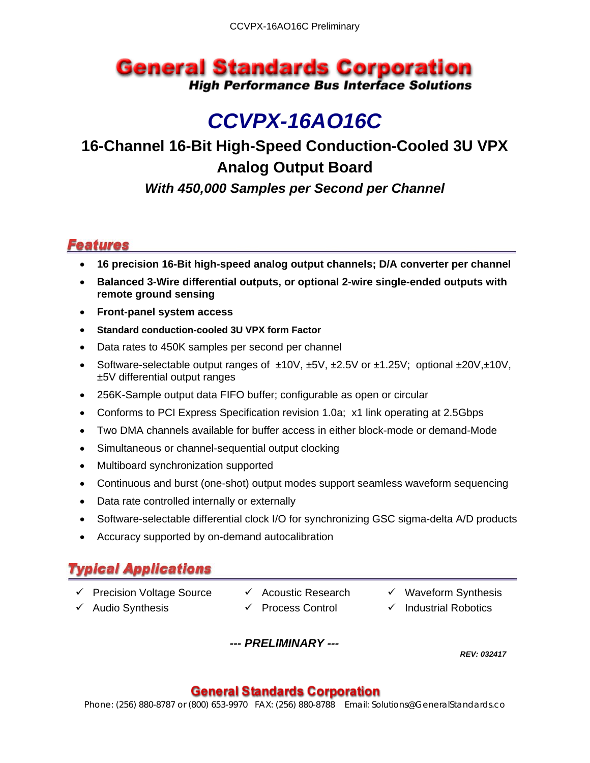# General Standards Corporation

***High Performance Bus Interface Solutions***

# *CCVPX-16AO16C*

## 16-Channel 16-Bit High-Speed Conduction-Cooled 3U VPX Analog Output Board

### *With 450,000 Samples per Second per Channel*

## Features

- **16 precision 16-Bit high-speed analog output channels; D/A converter per channel**
- **Balanced 3-Wire differential outputs, or optional 2-wire single-ended outputs with remote ground sensing**
- **Front-panel system access**
- **Standard conduction-cooled 3U VPX form Factor**
- Data rates to 450K samples per second per channel
- Software-selectable output ranges of ±10V, ±5V, ±2.5V or ±1.25V; optional ±20V,±10V, ±5V differential output ranges
- 256K-Sample output data FIFO buffer; configurable as open or circular
- Conforms to PCI Express Specification revision 1.0a; x1 link operating at 2.5Gbps
- Two DMA channels available for buffer access in either block-mode or demand-Mode
- Simultaneous or channel-sequential output clocking
- Multiboard synchronization supported
- Continuous and burst (one-shot) output modes support seamless waveform sequencing
- Data rate controlled internally or externally
- Software-selectable differential clock I/O for synchronizing GSC sigma-delta A/D products
- Accuracy supported by on-demand autocalibration

## Typical Applications

- ✓ Precision Voltage Source
- ✓ Audio Synthesis
- ✓ Acoustic Research
- ✓ Process Control
- ✓ Waveform Synthesis
- ✓ Industrial Robotics

***--- PRELIMINARY ---***

***REV: 032417***

**General Standards Corporation**

Phone: (256) 880-8787 or (800) 653-9970 FAX: (256) 880-8788 Email: Solutions@GeneralStandards.co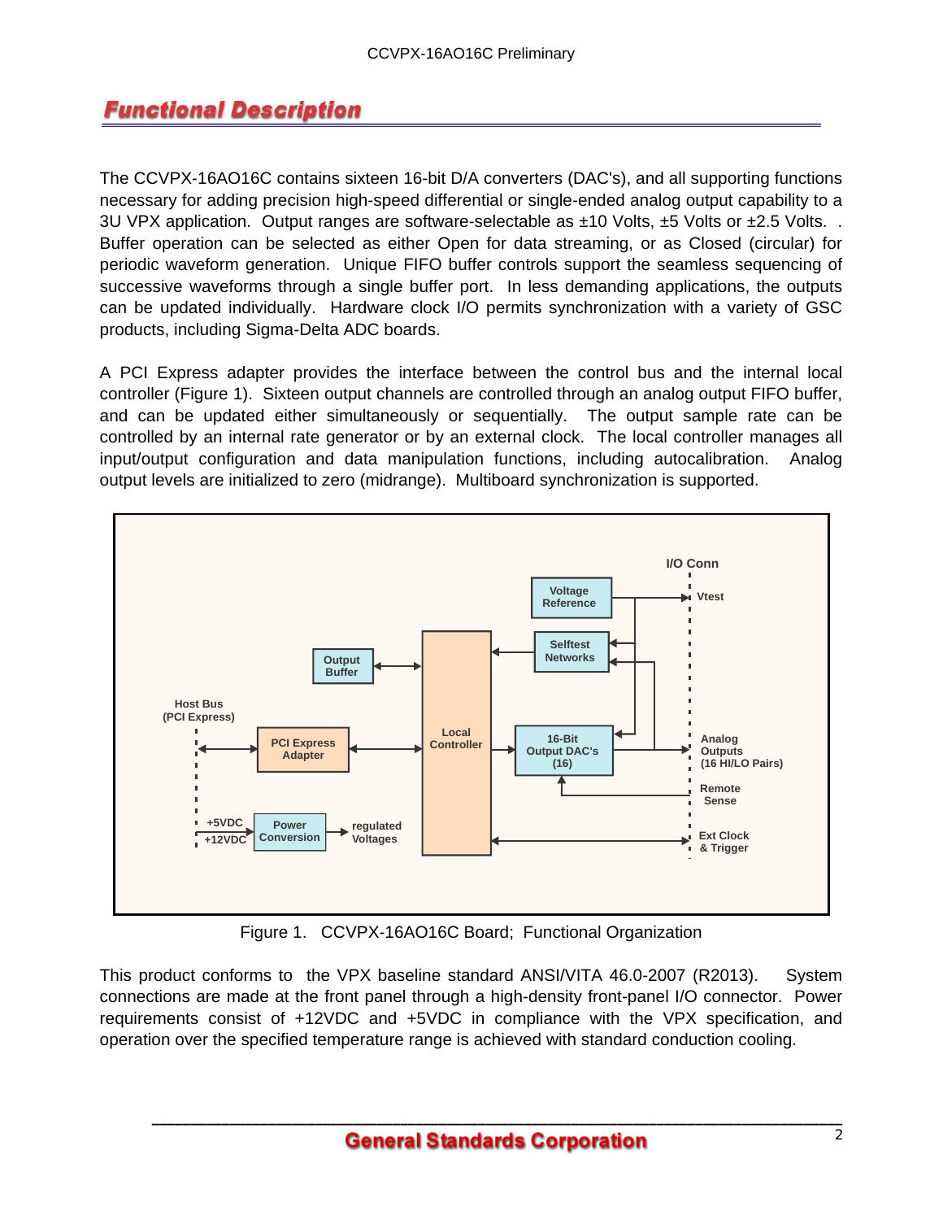## Functional Description

The CCVPX-16AO16C contains sixteen 16-bit D/A converters (DAC's), and all supporting functions necessary for adding precision high-speed differential or single-ended analog output capability to a 3U VPX application. Output ranges are software-selectable as ±10 Volts, ±5 Volts or ±2.5 Volts. . Buffer operation can be selected as either Open for data streaming, or as Closed (circular) for periodic waveform generation. Unique FIFO buffer controls support the seamless sequencing of successive waveforms through a single buffer port. In less demanding applications, the outputs can be updated individually. Hardware clock I/O permits synchronization with a variety of GSC products, including Sigma-Delta ADC boards.

A PCI Express adapter provides the interface between the control bus and the internal local controller (Figure 1). Sixteen output channels are controlled through an analog output FIFO buffer, and can be updated either simultaneously or sequentially. The output sample rate can be controlled by an internal rate generator or by an external clock. The local controller manages all input/output configuration and data manipulation functions, including autocalibration. Analog output levels are initialized to zero (midrange). Multiboard synchronization is supported.

Figure 1. CCVPX-16AO16C Board; Functional Organization

This product conforms to the VPX baseline standard ANSI/VITA 46.0-2007 (R2013). System connections are made at the front panel through a high-density front-panel I/O connector. Power requirements consist of +12VDC and +5VDC in compliance with the VPX specification, and operation over the specified temperature range is achieved with standard conduction cooling.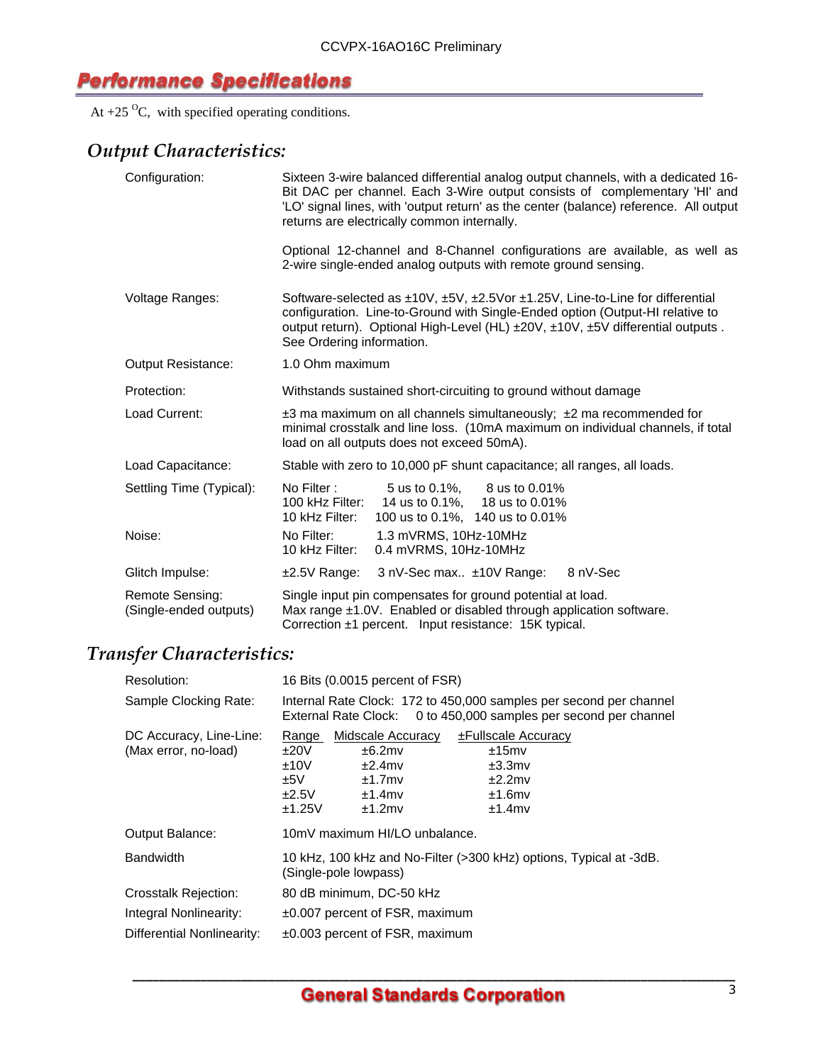## Performance Specifications

At +25 °C, with specified operating conditions.

### *Output Characteristics:*

| | |
|---|---|
| Configuration: | Sixteen 3-wire balanced differential analog output channels, with a dedicated 16-Bit DAC per channel. Each 3-Wire output consists of complementary 'HI' and 'LO' signal lines, with 'output return' as the center (balance) reference. All output returns are electrically common internally.<br><br>Optional 12-channel and 8-Channel configurations are available, as well as 2-wire single-ended analog outputs with remote ground sensing. |
| Voltage Ranges: | Software-selected as ±10V, ±5V, ±2.5Vor ±1.25V, Line-to-Line for differential configuration. Line-to-Ground with Single-Ended option (Output-HI relative to output return). Optional High-Level (HL) ±20V, ±10V, ±5V differential outputs . See Ordering information. |
| Output Resistance: | 1.0 Ohm maximum |
| Protection: | Withstands sustained short-circuiting to ground without damage |
| Load Current: | ±3 ma maximum on all channels simultaneously; ±2 ma recommended for minimal crosstalk and line loss. (10mA maximum on individual channels, if total load on all outputs does not exceed 50mA). |
| Load Capacitance: | Stable with zero to 10,000 pF shunt capacitance; all ranges, all loads. |
| Settling Time (Typical): | No Filter : 5 us to 0.1%, 8 us to 0.01%<br>100 kHz Filter: 14 us to 0.1%, 18 us to 0.01%<br>10 kHz Filter: 100 us to 0.1%, 140 us to 0.01% |
| Noise: | No Filter: 1.3 mVRMS, 10Hz-10MHz<br>10 kHz Filter: 0.4 mVRMS, 10Hz-10MHz |
| Glitch Impulse: | ±2.5V Range: 3 nV-Sec max.. ±10V Range: 8 nV-Sec |
| Remote Sensing: (Single-ended outputs) | Single input pin compensates for ground potential at load.<br>Max range ±1.0V. Enabled or disabled through application software.<br>Correction ±1 percent. Input resistance: 15K typical. |

### *Transfer Characteristics:*

| | |
|---|---|
| Resolution: | 16 Bits (0.0015 percent of FSR) |
| Sample Clocking Rate: | Internal Rate Clock: 172 to 450,000 samples per second per channel<br>External Rate Clock: 0 to 450,000 samples per second per channel |

DC Accuracy, Line-Line: (Max error, no-load)

| Range | Midscale Accuracy | ±Fullscale Accuracy |
|---|---|---|
| ±20V | ±6.2mv | ±15mv |
| ±10V | ±2.4mv | ±3.3mv |
| ±5V | ±1.7mv | ±2.2mv |
| ±2.5V | ±1.4mv | ±1.6mv |
| ±1.25V | ±1.2mv | ±1.4mv |

| | |
|---|---|
| Output Balance: | 10mV maximum HI/LO unbalance. |
| Bandwidth | 10 kHz, 100 kHz and No-Filter (>300 kHz) options, Typical at -3dB. (Single-pole lowpass) |
| Crosstalk Rejection: | 80 dB minimum, DC-50 kHz |
| Integral Nonlinearity: | ±0.007 percent of FSR, maximum |
| Differential Nonlinearity: | ±0.003 percent of FSR, maximum |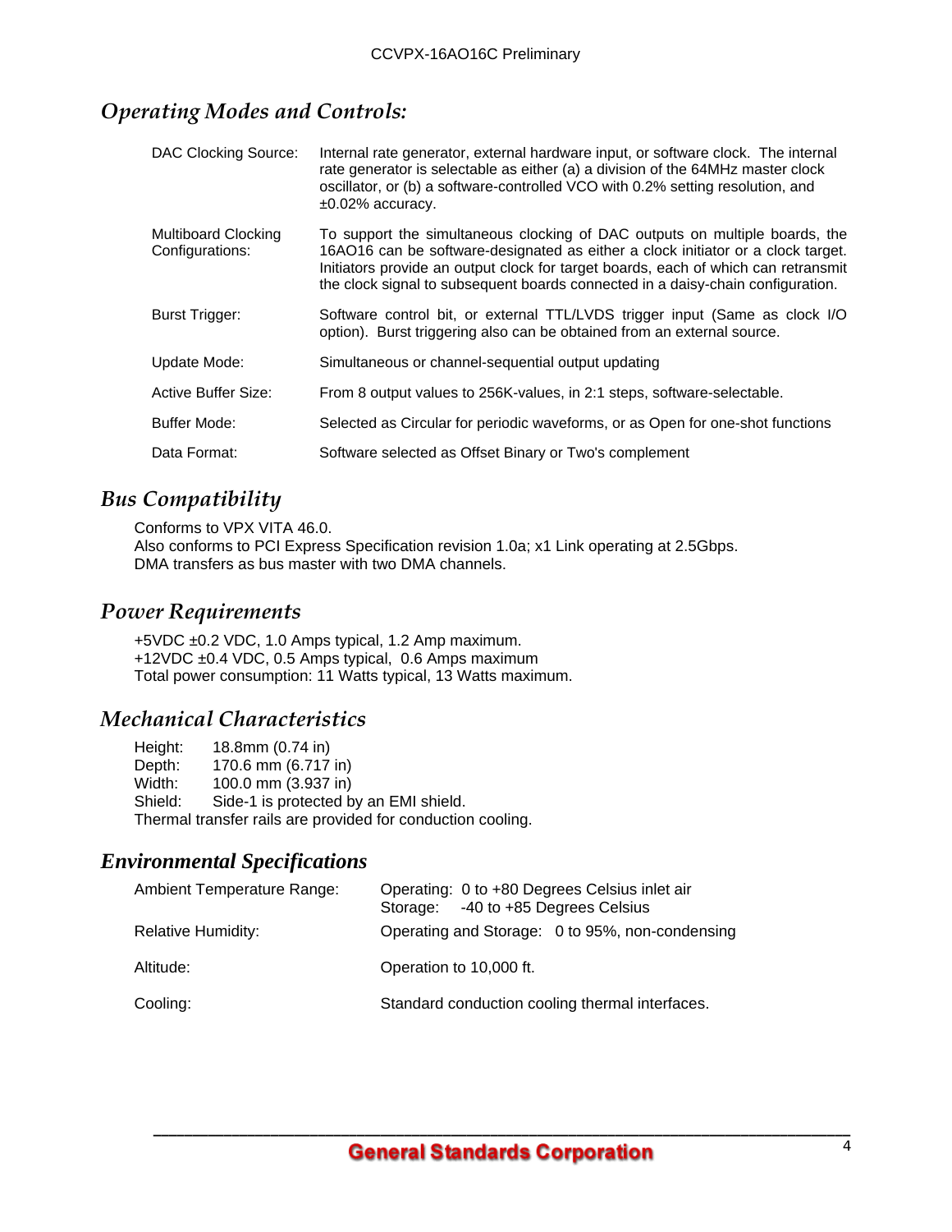## *Operating Modes and Controls:*

| | |
|---|---|
| DAC Clocking Source: | Internal rate generator, external hardware input, or software clock. The internal rate generator is selectable as either (a) a division of the 64MHz master clock oscillator, or (b) a software-controlled VCO with 0.2% setting resolution, and ±0.02% accuracy. |
| Multiboard Clocking Configurations: | To support the simultaneous clocking of DAC outputs on multiple boards, the 16AO16 can be software-designated as either a clock initiator or a clock target. Initiators provide an output clock for target boards, each of which can retransmit the clock signal to subsequent boards connected in a daisy-chain configuration. |
| Burst Trigger: | Software control bit, or external TTL/LVDS trigger input (Same as clock I/O option). Burst triggering also can be obtained from an external source. |
| Update Mode: | Simultaneous or channel-sequential output updating |
| Active Buffer Size: | From 8 output values to 256K-values, in 2:1 steps, software-selectable. |
| Buffer Mode: | Selected as Circular for periodic waveforms, or as Open for one-shot functions |
| Data Format: | Software selected as Offset Binary or Two's complement |

## *Bus Compatibility*

Conforms to VPX VITA 46.0.
Also conforms to PCI Express Specification revision 1.0a; x1 Link operating at 2.5Gbps.
DMA transfers as bus master with two DMA channels.

## *Power Requirements*

+5VDC ±0.2 VDC, 1.0 Amps typical, 1.2 Amp maximum.
+12VDC ±0.4 VDC, 0.5 Amps typical, 0.6 Amps maximum
Total power consumption: 11 Watts typical, 13 Watts maximum.

## *Mechanical Characteristics*

Height: 18.8mm (0.74 in)
Depth: 170.6 mm (6.717 in)
Width: 100.0 mm (3.937 in)
Shield: Side-1 is protected by an EMI shield.
Thermal transfer rails are provided for conduction cooling.

## *Environmental Specifications*

| | |
|---|---|
| Ambient Temperature Range: | Operating: 0 to +80 Degrees Celsius inlet air<br>Storage: -40 to +85 Degrees Celsius |
| Relative Humidity: | Operating and Storage: 0 to 95%, non-condensing |
| Altitude: | Operation to 10,000 ft. |
| Cooling: | Standard conduction cooling thermal interfaces. |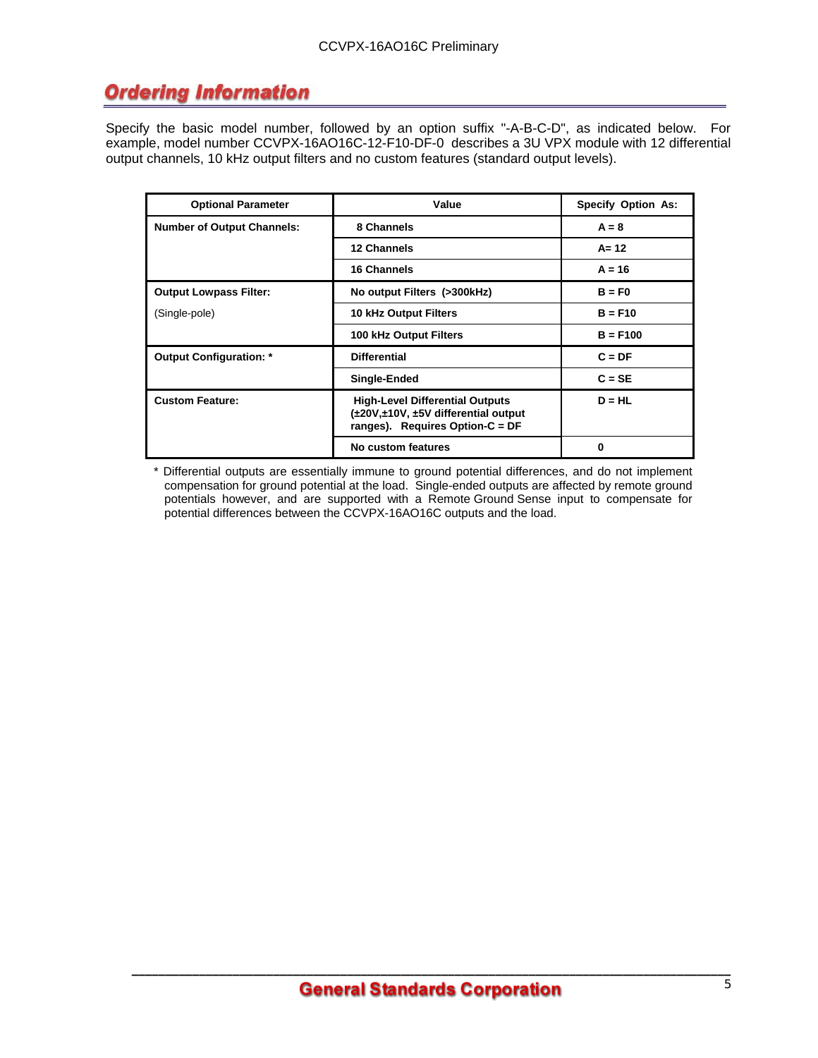## Ordering Information

Specify the basic model number, followed by an option suffix "-A-B-C-D", as indicated below. For example, model number CCVPX-16AO16C-12-F10-DF-0 describes a 3U VPX module with 12 differential output channels, 10 kHz output filters and no custom features (standard output levels).

| Optional Parameter | Value | Specify Option As: |
|---|---|---|
| **Number of Output Channels:** | **8 Channels** | **A = 8** |
| | **12 Channels** | **A= 12** |
| | **16 Channels** | **A = 16** |
| **Output Lowpass Filter:** | **No output Filters (>300kHz)** | **B = F0** |
| (Single-pole) | **10 kHz Output Filters** | **B = F10** |
| | **100 kHz Output Filters** | **B = F100** |
| **Output Configuration: *** | **Differential** | **C = DF** |
| | **Single-Ended** | **C = SE** |
| **Custom Feature:** | **High-Level Differential Outputs (±20V,±10V, ±5V differential output ranges). Requires Option-C = DF** | **D = HL** |
| | **No custom features** | **0** |

* Differential outputs are essentially immune to ground potential differences, and do not implement compensation for ground potential at the load. Single-ended outputs are affected by remote ground potentials however, and are supported with a Remote Ground Sense input to compensate for potential differences between the CCVPX-16AO16C outputs and the load.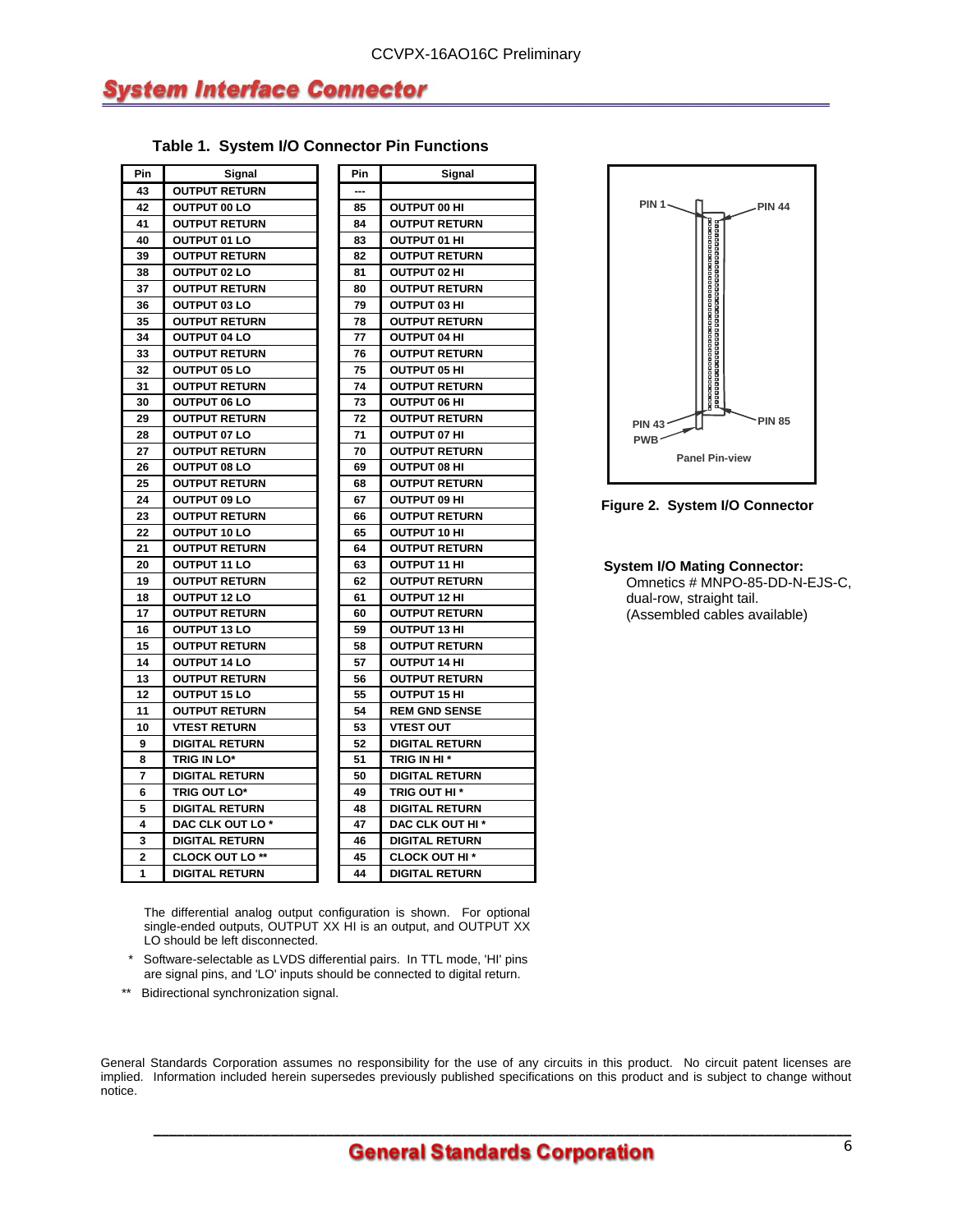## System Interface Connector

**Table 1. System I/O Connector Pin Functions**

| Pin | Signal | Pin | Signal |
|---|---|---|---|
| 43 | OUTPUT RETURN | --- | |
| 42 | OUTPUT 00 LO | 85 | OUTPUT 00 HI |
| 41 | OUTPUT RETURN | 84 | OUTPUT RETURN |
| 40 | OUTPUT 01 LO | 83 | OUTPUT 01 HI |
| 39 | OUTPUT RETURN | 82 | OUTPUT RETURN |
| 38 | OUTPUT 02 LO | 81 | OUTPUT 02 HI |
| 37 | OUTPUT RETURN | 80 | OUTPUT RETURN |
| 36 | OUTPUT 03 LO | 79 | OUTPUT 03 HI |
| 35 | OUTPUT RETURN | 78 | OUTPUT RETURN |
| 34 | OUTPUT 04 LO | 77 | OUTPUT 04 HI |
| 33 | OUTPUT RETURN | 76 | OUTPUT RETURN |
| 32 | OUTPUT 05 LO | 75 | OUTPUT 05 HI |
| 31 | OUTPUT RETURN | 74 | OUTPUT RETURN |
| 30 | OUTPUT 06 LO | 73 | OUTPUT 06 HI |
| 29 | OUTPUT RETURN | 72 | OUTPUT RETURN |
| 28 | OUTPUT 07 LO | 71 | OUTPUT 07 HI |
| 27 | OUTPUT RETURN | 70 | OUTPUT RETURN |
| 26 | OUTPUT 08 LO | 69 | OUTPUT 08 HI |
| 25 | OUTPUT RETURN | 68 | OUTPUT RETURN |
| 24 | OUTPUT 09 LO | 67 | OUTPUT 09 HI |
| 23 | OUTPUT RETURN | 66 | OUTPUT RETURN |
| 22 | OUTPUT 10 LO | 65 | OUTPUT 10 HI |
| 21 | OUTPUT RETURN | 64 | OUTPUT RETURN |
| 20 | OUTPUT 11 LO | 63 | OUTPUT 11 HI |
| 19 | OUTPUT RETURN | 62 | OUTPUT RETURN |
| 18 | OUTPUT 12 LO | 61 | OUTPUT 12 HI |
| 17 | OUTPUT RETURN | 60 | OUTPUT RETURN |
| 16 | OUTPUT 13 LO | 59 | OUTPUT 13 HI |
| 15 | OUTPUT RETURN | 58 | OUTPUT RETURN |
| 14 | OUTPUT 14 LO | 57 | OUTPUT 14 HI |
| 13 | OUTPUT RETURN | 56 | OUTPUT RETURN |
| 12 | OUTPUT 15 LO | 55 | OUTPUT 15 HI |
| 11 | OUTPUT RETURN | 54 | REM GND SENSE |
| 10 | VTEST RETURN | 53 | VTEST OUT |
| 9 | DIGITAL RETURN | 52 | DIGITAL RETURN |
| 8 | TRIG IN LO* | 51 | TRIG IN HI * |
| 7 | DIGITAL RETURN | 50 | DIGITAL RETURN |
| 6 | TRIG OUT LO* | 49 | TRIG OUT HI * |
| 5 | DIGITAL RETURN | 48 | DIGITAL RETURN |
| 4 | DAC CLK OUT LO * | 47 | DAC CLK OUT HI * |
| 3 | DIGITAL RETURN | 46 | DIGITAL RETURN |
| 2 | CLOCK OUT LO ** | 45 | CLOCK OUT HI * |
| 1 | DIGITAL RETURN | 44 | DIGITAL RETURN |

The differential analog output configuration is shown. For optional single-ended outputs, OUTPUT XX HI is an output, and OUTPUT XX LO should be left disconnected.

\* Software-selectable as LVDS differential pairs. In TTL mode, 'HI' pins are signal pins, and 'LO' inputs should be connected to digital return.

\*\* Bidirectional synchronization signal.

PIN 1
PIN 44
PIN 43
PIN 85
PWB
Panel Pin-view

**Figure 2. System I/O Connector**

**System I/O Mating Connector:**
Omnetics # MNPO-85-DD-N-EJS-C, dual-row, straight tail.
(Assembled cables available)

General Standards Corporation assumes no responsibility for the use of any circuits in this product. No circuit patent licenses are implied. Information included herein supersedes previously published specifications on this product and is subject to change without notice.